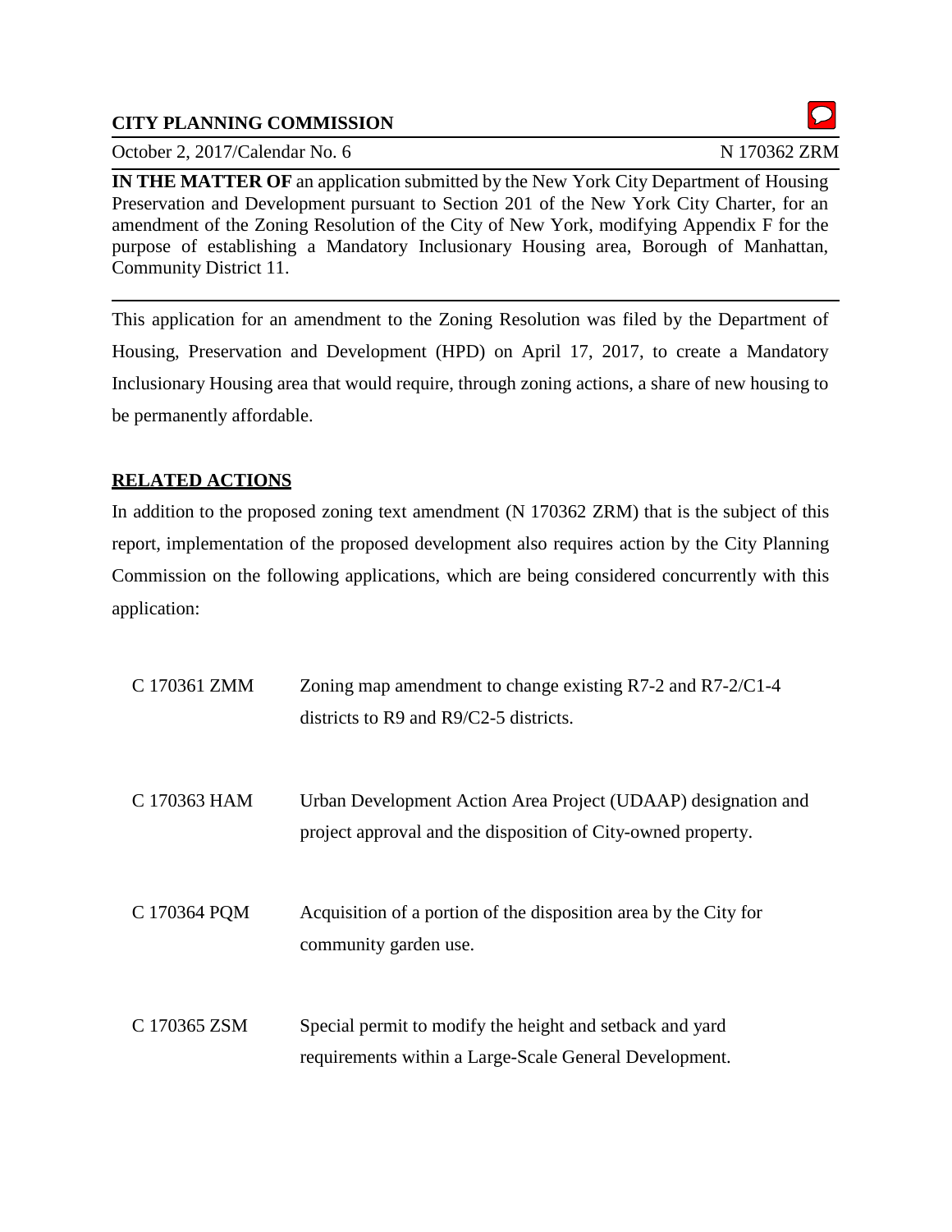**CITY PLANNING COMMISSION**

October 2, 2017/Calendar No. 6 N 170362 ZRM

**IN THE MATTER OF** an application submitted by the New York City Department of Housing Preservation and Development pursuant to Section 201 of the New York City Charter, for an amendment of the Zoning Resolution of the City of New York, modifying Appendix F for the purpose of establishing a Mandatory Inclusionary Housing area, Borough of Manhattan, Community District 11.

---

This application for an amendment to the Zoning Resolution was filed by the Department of Housing, Preservation and Development (HPD) on April 17, 2017, to create a Mandatory Inclusionary Housing area that would require, through zoning actions, a share of new housing to be permanently affordable.

## RELATED ACTIONS

In addition to the proposed zoning text amendment (N 170362 ZRM) that is the subject of this report, implementation of the proposed development also requires action by the City Planning Commission on the following applications, which are being considered concurrently with this application:

| | |
|---|---|
| C 170361 ZMM | Zoning map amendment to change existing R7-2 and R7-2/C1-4 districts to R9 and R9/C2-5 districts. |
| C 170363 HAM | Urban Development Action Area Project (UDAAP) designation and project approval and the disposition of City-owned property. |
| C 170364 PQM | Acquisition of a portion of the disposition area by the City for community garden use. |
| C 170365 ZSM | Special permit to modify the height and setback and yard requirements within a Large-Scale General Development. |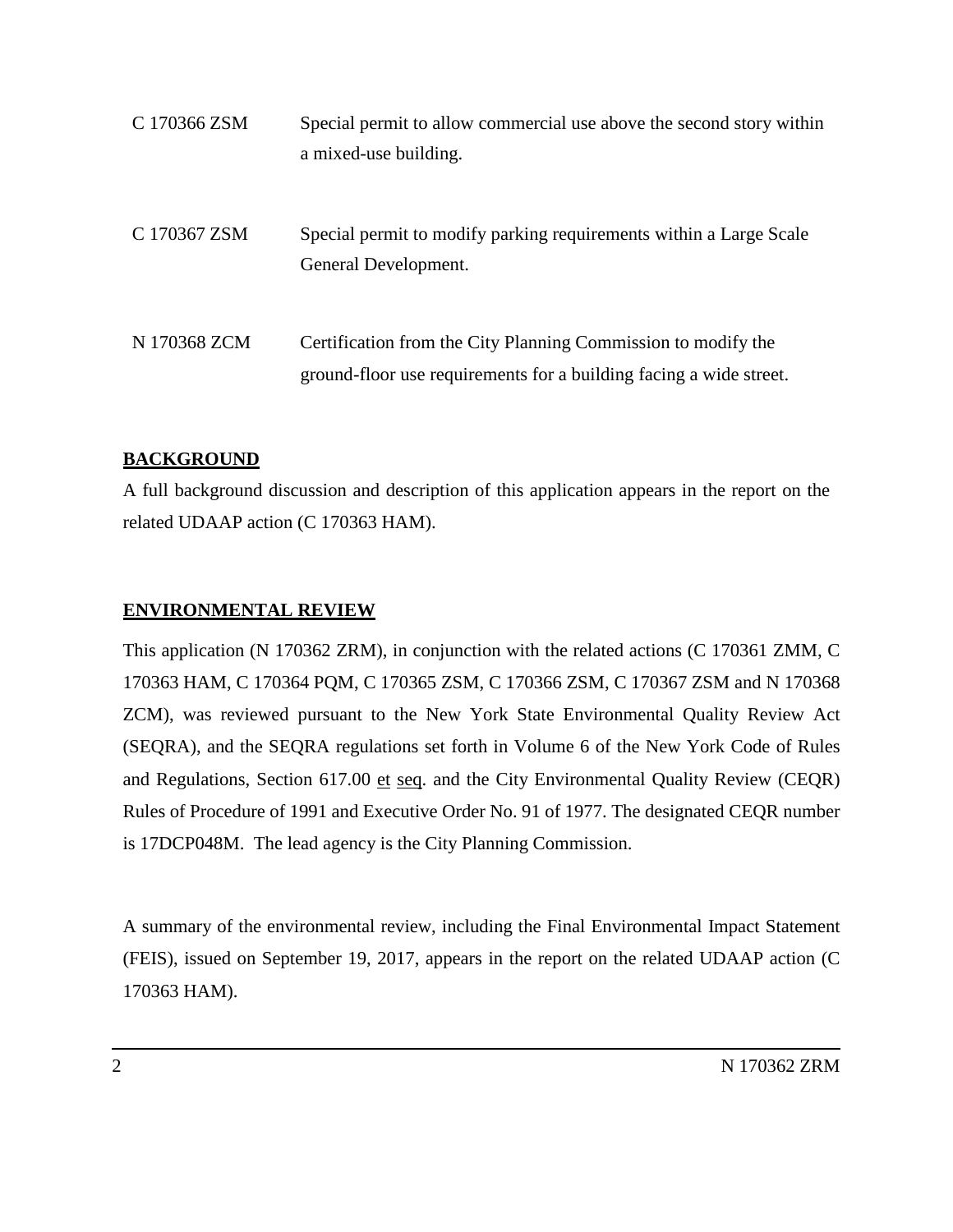| | |
|---|---|
| C 170366 ZSM | Special permit to allow commercial use above the second story within a mixed-use building. |
| C 170367 ZSM | Special permit to modify parking requirements within a Large Scale General Development. |
| N 170368 ZCM | Certification from the City Planning Commission to modify the ground-floor use requirements for a building facing a wide street. |

## BACKGROUND

A full background discussion and description of this application appears in the report on the related UDAAP action (C 170363 HAM).

## ENVIRONMENTAL REVIEW

This application (N 170362 ZRM), in conjunction with the related actions (C 170361 ZMM, C 170363 HAM, C 170364 PQM, C 170365 ZSM, C 170366 ZSM, C 170367 ZSM and N 170368 ZCM), was reviewed pursuant to the New York State Environmental Quality Review Act (SEQRA), and the SEQRA regulations set forth in Volume 6 of the New York Code of Rules and Regulations, Section 617.00 et seq. and the City Environmental Quality Review (CEQR) Rules of Procedure of 1991 and Executive Order No. 91 of 1977. The designated CEQR number is 17DCP048M. The lead agency is the City Planning Commission.

A summary of the environmental review, including the Final Environmental Impact Statement (FEIS), issued on September 19, 2017, appears in the report on the related UDAAP action (C 170363 HAM).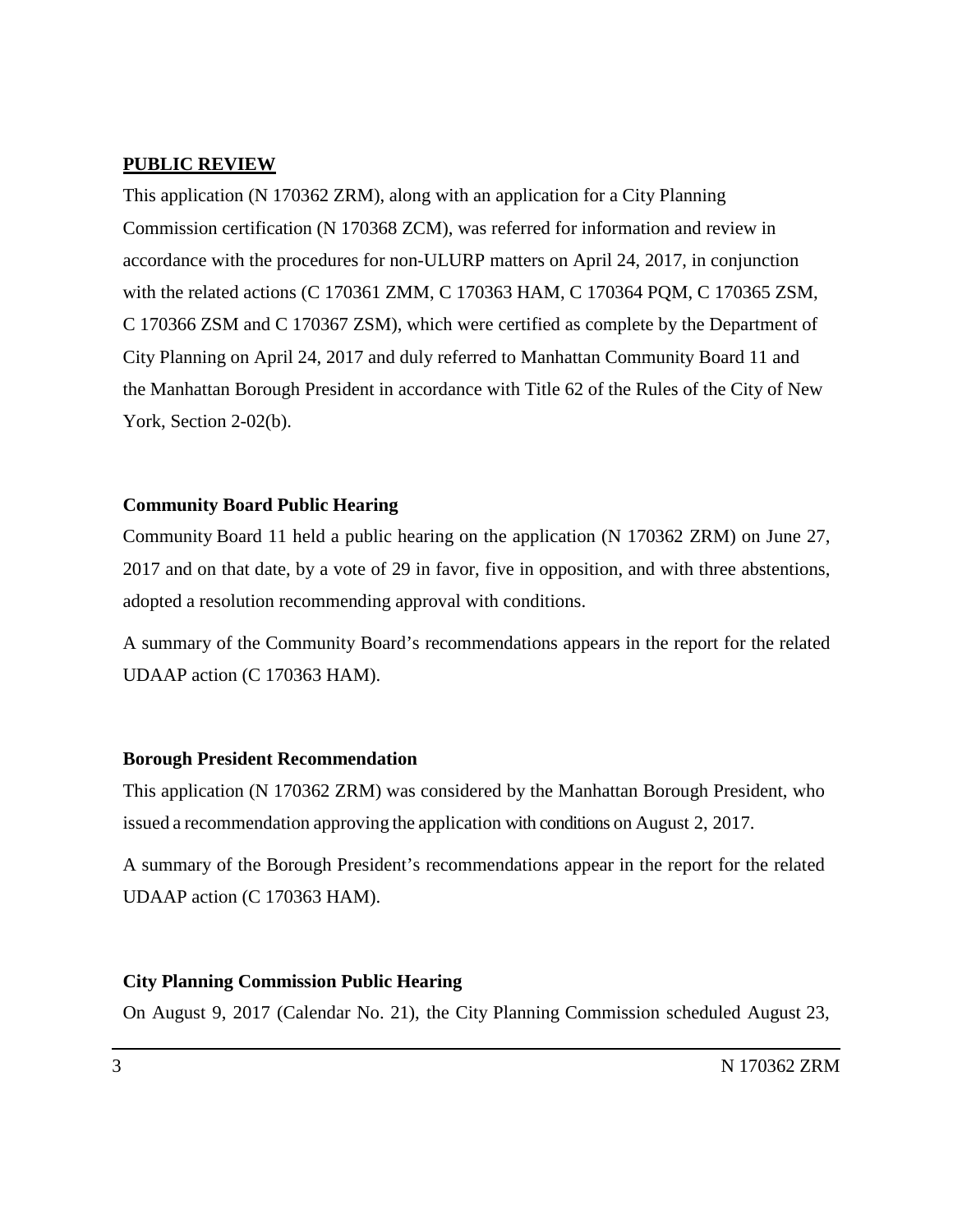**PUBLIC REVIEW**

This application (N 170362 ZRM), along with an application for a City Planning Commission certification (N 170368 ZCM), was referred for information and review in accordance with the procedures for non-ULURP matters on April 24, 2017, in conjunction with the related actions (C 170361 ZMM, C 170363 HAM, C 170364 PQM, C 170365 ZSM, C 170366 ZSM and C 170367 ZSM), which were certified as complete by the Department of City Planning on April 24, 2017 and duly referred to Manhattan Community Board 11 and the Manhattan Borough President in accordance with Title 62 of the Rules of the City of New York, Section 2-02(b).

**Community Board Public Hearing**

Community Board 11 held a public hearing on the application (N 170362 ZRM) on June 27, 2017 and on that date, by a vote of 29 in favor, five in opposition, and with three abstentions, adopted a resolution recommending approval with conditions.

A summary of the Community Board's recommendations appears in the report for the related UDAAP action (C 170363 HAM).

**Borough President Recommendation**

This application (N 170362 ZRM) was considered by the Manhattan Borough President, who issued a recommendation approving the application with conditions on August 2, 2017.

A summary of the Borough President's recommendations appear in the report for the related UDAAP action (C 170363 HAM).

**City Planning Commission Public Hearing**

On August 9, 2017 (Calendar No. 21), the City Planning Commission scheduled August 23,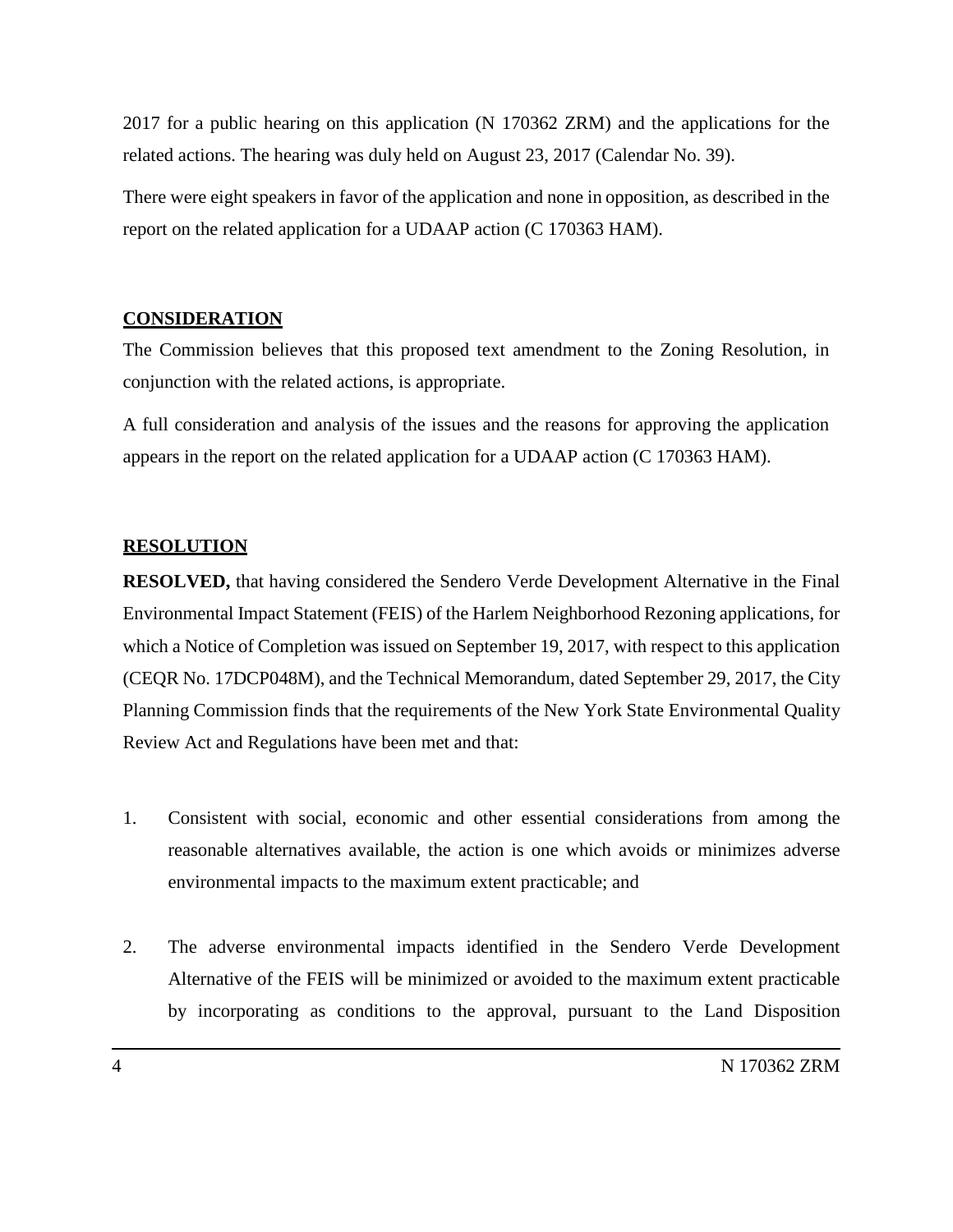2017 for a public hearing on this application (N 170362 ZRM) and the applications for the related actions. The hearing was duly held on August 23, 2017 (Calendar No. 39).

There were eight speakers in favor of the application and none in opposition, as described in the report on the related application for a UDAAP action (C 170363 HAM).

## CONSIDERATION

The Commission believes that this proposed text amendment to the Zoning Resolution, in conjunction with the related actions, is appropriate.

A full consideration and analysis of the issues and the reasons for approving the application appears in the report on the related application for a UDAAP action (C 170363 HAM).

## RESOLUTION

**RESOLVED,** that having considered the Sendero Verde Development Alternative in the Final Environmental Impact Statement (FEIS) of the Harlem Neighborhood Rezoning applications, for which a Notice of Completion was issued on September 19, 2017, with respect to this application (CEQR No. 17DCP048M), and the Technical Memorandum, dated September 29, 2017, the City Planning Commission finds that the requirements of the New York State Environmental Quality Review Act and Regulations have been met and that:

1. Consistent with social, economic and other essential considerations from among the reasonable alternatives available, the action is one which avoids or minimizes adverse environmental impacts to the maximum extent practicable; and

2. The adverse environmental impacts identified in the Sendero Verde Development Alternative of the FEIS will be minimized or avoided to the maximum extent practicable by incorporating as conditions to the approval, pursuant to the Land Disposition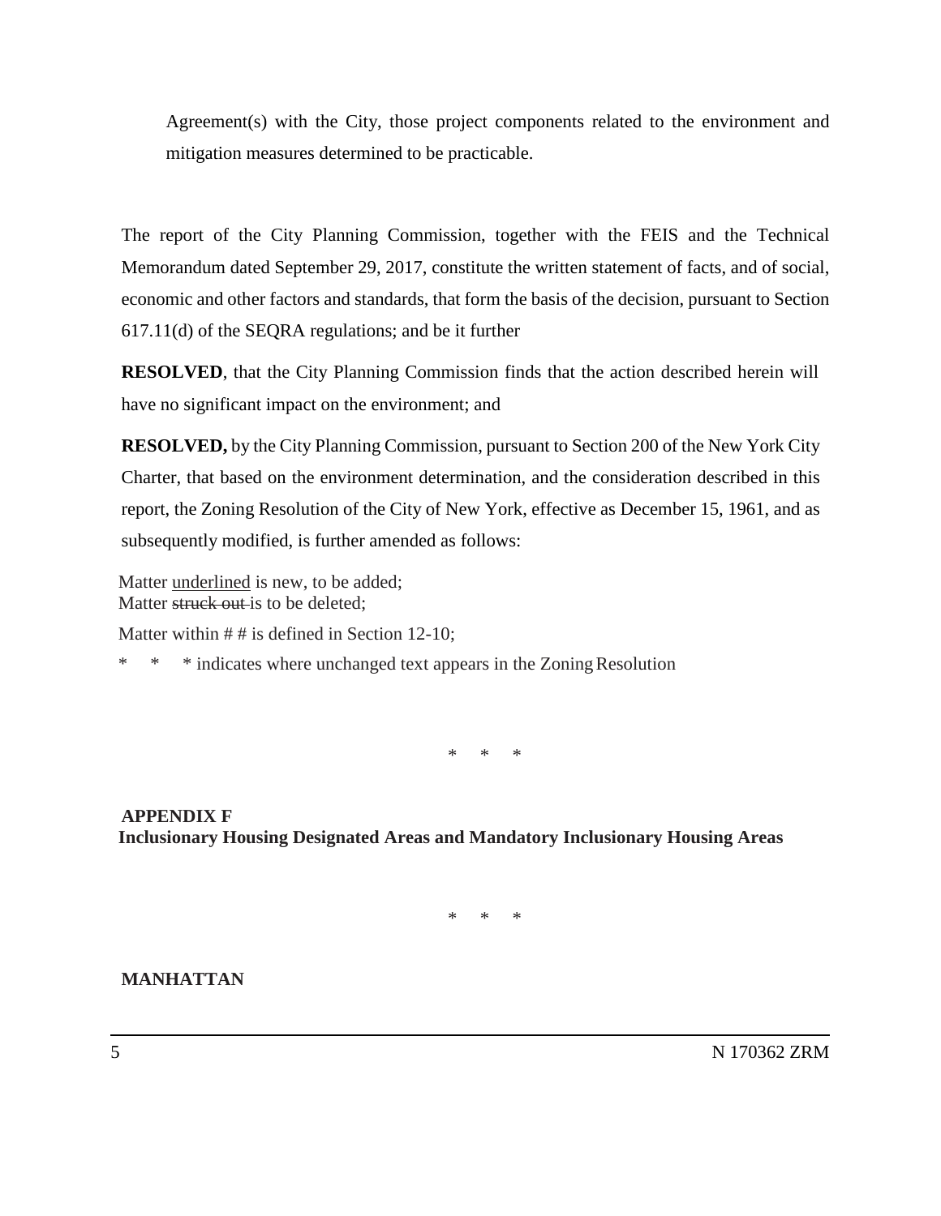Agreement(s) with the City, those project components related to the environment and mitigation measures determined to be practicable.

The report of the City Planning Commission, together with the FEIS and the Technical Memorandum dated September 29, 2017, constitute the written statement of facts, and of social, economic and other factors and standards, that form the basis of the decision, pursuant to Section 617.11(d) of the SEQRA regulations; and be it further

**RESOLVED**, that the City Planning Commission finds that the action described herein will have no significant impact on the environment; and

**RESOLVED,** by the City Planning Commission, pursuant to Section 200 of the New York City Charter, that based on the environment determination, and the consideration described in this report, the Zoning Resolution of the City of New York, effective as December 15, 1961, and as subsequently modified, is further amended as follows:

Matter <u>underlined</u> is new, to be added;
Matter ~~struck out~~ is to be deleted;
Matter within # # is defined in Section 12-10;
\*    \*    \* indicates where unchanged text appears in the Zoning Resolution

\*    \*    \*

**APPENDIX F**
**Inclusionary Housing Designated Areas and Mandatory Inclusionary Housing Areas**

\*    \*    \*

**MANHATTAN**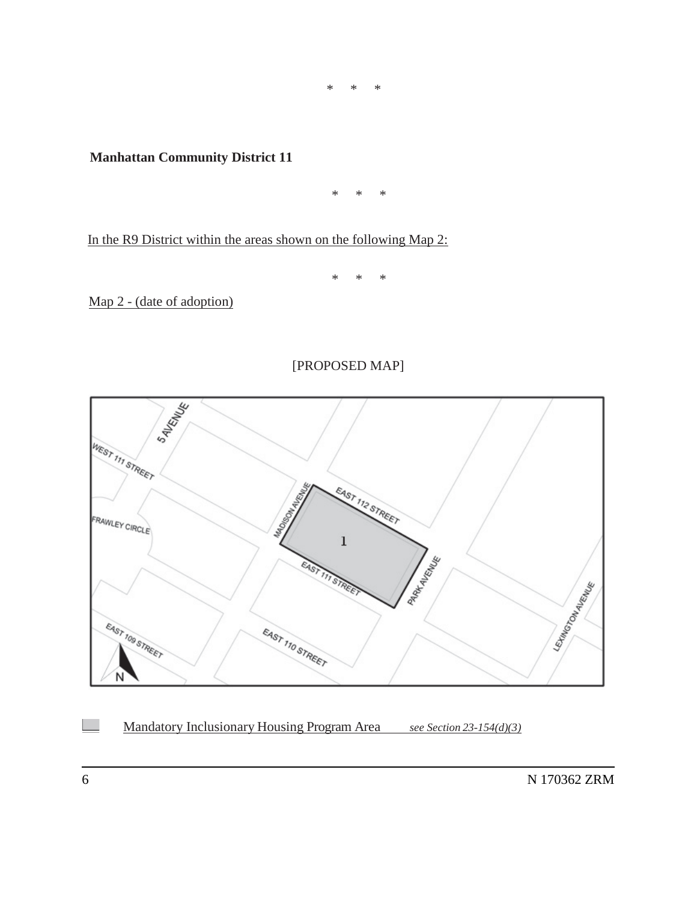\*     \*     \*

**Manhattan Community District 11**

\*     \*     \*

<u>In the R9 District within the areas shown on the following Map 2:</u>

\*     \*     \*

<u>Map 2 - (date of adoption)</u>

[PROPOSED MAP]

<u>Mandatory Inclusionary Housing Program Area</u>     *see Section 23-154(d)(3)*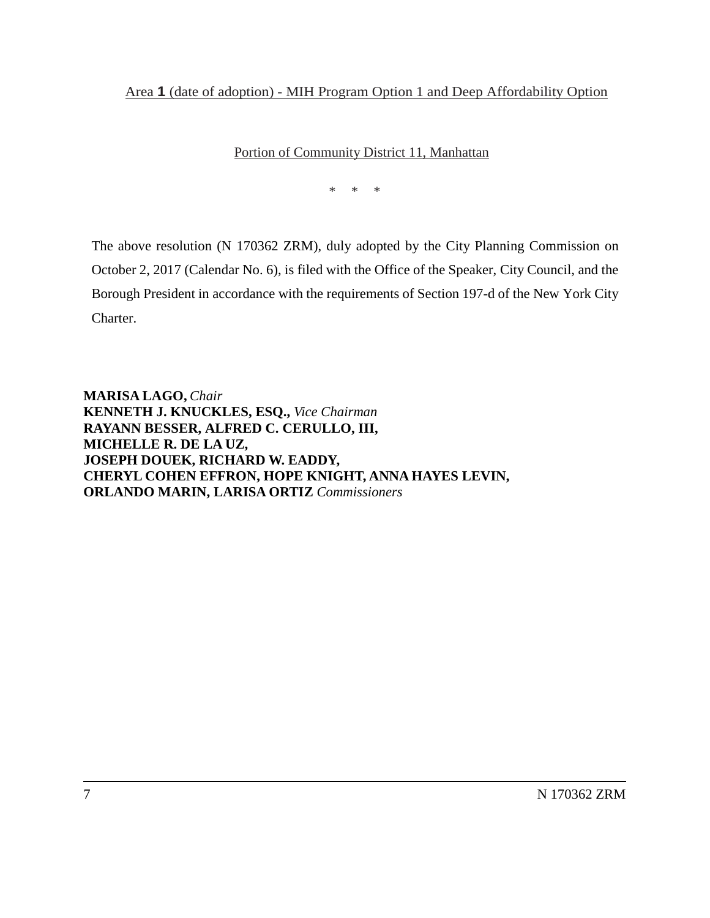<u>Area **1** (date of adoption) - MIH Program Option 1 and Deep Affordability Option</u>

<u>Portion of Community District 11, Manhattan</u>

\* \* \*

The above resolution (N 170362 ZRM), duly adopted by the City Planning Commission on October 2, 2017 (Calendar No. 6), is filed with the Office of the Speaker, City Council, and the Borough President in accordance with the requirements of Section 197-d of the New York City Charter.

**MARISA LAGO,** *Chair*
**KENNETH J. KNUCKLES, ESQ.,** *Vice Chairman*
**RAYANN BESSER, ALFRED C. CERULLO, III,**
**MICHELLE R. DE LA UZ,**
**JOSEPH DOUEK, RICHARD W. EADDY,**
**CHERYL COHEN EFFRON, HOPE KNIGHT, ANNA HAYES LEVIN,**
**ORLANDO MARIN, LARISA ORTIZ** *Commissioners*